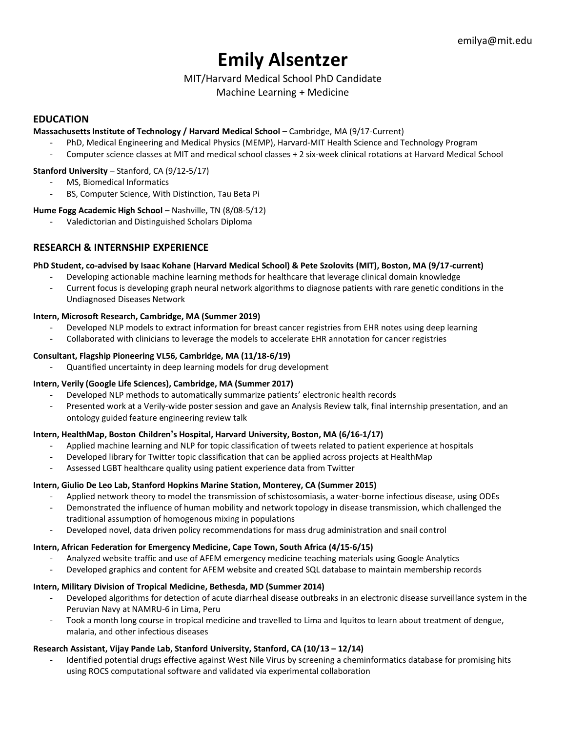emilya@mit.edu

# Emily Alsentzer

MIT/Harvard Medical School PhD Candidate
Machine Learning + Medicine

## EDUCATION

**Massachusetts Institute of Technology / Harvard Medical School** – Cambridge, MA (9/17-Current)

- PhD, Medical Engineering and Medical Physics (MEMP), Harvard-MIT Health Science and Technology Program
- Computer science classes at MIT and medical school classes + 2 six-week clinical rotations at Harvard Medical School

**Stanford University** – Stanford, CA (9/12-5/17)

- MS, Biomedical Informatics
- BS, Computer Science, With Distinction, Tau Beta Pi

**Hume Fogg Academic High School** – Nashville, TN (8/08-5/12)

- Valedictorian and Distinguished Scholars Diploma

## RESEARCH & INTERNSHIP EXPERIENCE

**PhD Student, co-advised by Isaac Kohane (Harvard Medical School) & Pete Szolovits (MIT), Boston, MA (9/17-current)**

- Developing actionable machine learning methods for healthcare that leverage clinical domain knowledge
- Current focus is developing graph neural network algorithms to diagnose patients with rare genetic conditions in the Undiagnosed Diseases Network

**Intern, Microsoft Research, Cambridge, MA (Summer 2019)**

- Developed NLP models to extract information for breast cancer registries from EHR notes using deep learning
- Collaborated with clinicians to leverage the models to accelerate EHR annotation for cancer registries

**Consultant, Flagship Pioneering VL56, Cambridge, MA (11/18-6/19)**

- Quantified uncertainty in deep learning models for drug development

**Intern, Verily (Google Life Sciences), Cambridge, MA (Summer 2017)**

- Developed NLP methods to automatically summarize patients' electronic health records
- Presented work at a Verily-wide poster session and gave an Analysis Review talk, final internship presentation, and an ontology guided feature engineering review talk

**Intern, HealthMap, Boston Children's Hospital, Harvard University, Boston, MA (6/16-1/17)**

- Applied machine learning and NLP for topic classification of tweets related to patient experience at hospitals
- Developed library for Twitter topic classification that can be applied across projects at HealthMap
- Assessed LGBT healthcare quality using patient experience data from Twitter

**Intern, Giulio De Leo Lab, Stanford Hopkins Marine Station, Monterey, CA (Summer 2015)**

- Applied network theory to model the transmission of schistosomiasis, a water-borne infectious disease, using ODEs
- Demonstrated the influence of human mobility and network topology in disease transmission, which challenged the traditional assumption of homogenous mixing in populations
- Developed novel, data driven policy recommendations for mass drug administration and snail control

**Intern, African Federation for Emergency Medicine, Cape Town, South Africa (4/15-6/15)**

- Analyzed website traffic and use of AFEM emergency medicine teaching materials using Google Analytics
- Developed graphics and content for AFEM website and created SQL database to maintain membership records

**Intern, Military Division of Tropical Medicine, Bethesda, MD (Summer 2014)**

- Developed algorithms for detection of acute diarrheal disease outbreaks in an electronic disease surveillance system in the Peruvian Navy at NAMRU-6 in Lima, Peru
- Took a month long course in tropical medicine and travelled to Lima and Iquitos to learn about treatment of dengue, malaria, and other infectious diseases

**Research Assistant, Vijay Pande Lab, Stanford University, Stanford, CA (10/13 – 12/14)**

- Identified potential drugs effective against West Nile Virus by screening a cheminformatics database for promising hits using ROCS computational software and validated via experimental collaboration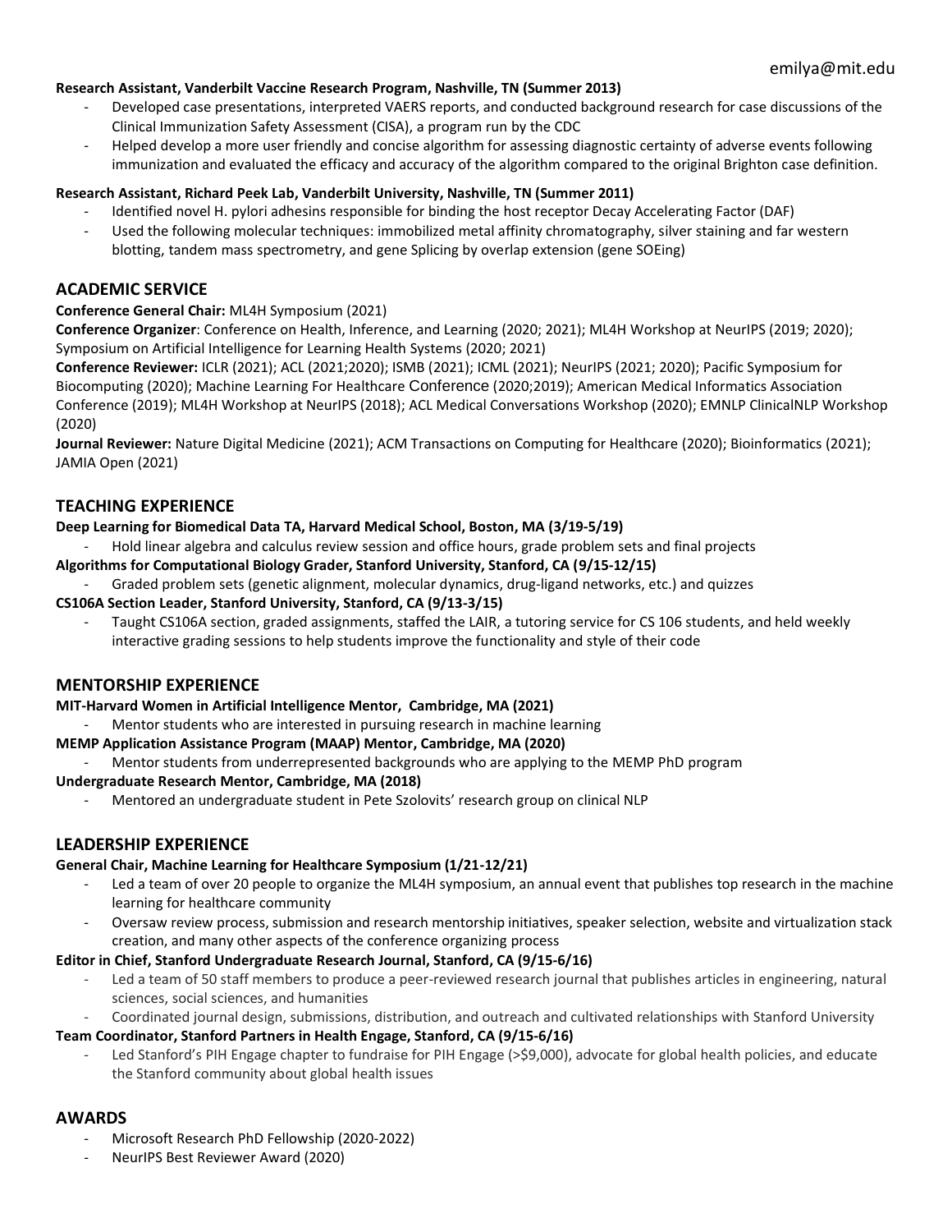**Research Assistant, Vanderbilt Vaccine Research Program, Nashville, TN (Summer 2013)**

- Developed case presentations, interpreted VAERS reports, and conducted background research for case discussions of the Clinical Immunization Safety Assessment (CISA), a program run by the CDC
- Helped develop a more user friendly and concise algorithm for assessing diagnostic certainty of adverse events following immunization and evaluated the efficacy and accuracy of the algorithm compared to the original Brighton case definition.

**Research Assistant, Richard Peek Lab, Vanderbilt University, Nashville, TN (Summer 2011)**

- Identified novel H. pylori adhesins responsible for binding the host receptor Decay Accelerating Factor (DAF)
- Used the following molecular techniques: immobilized metal affinity chromatography, silver staining and far western blotting, tandem mass spectrometry, and gene Splicing by overlap extension (gene SOEing)

## ACADEMIC SERVICE

**Conference General Chair:** ML4H Symposium (2021)

**Conference Organizer**: Conference on Health, Inference, and Learning (2020; 2021); ML4H Workshop at NeurIPS (2019; 2020); Symposium on Artificial Intelligence for Learning Health Systems (2020; 2021)

**Conference Reviewer:** ICLR (2021); ACL (2021;2020); ISMB (2021); ICML (2021); NeurIPS (2021; 2020); Pacific Symposium for Biocomputing (2020); Machine Learning For Healthcare Conference (2020;2019); American Medical Informatics Association Conference (2019); ML4H Workshop at NeurIPS (2018); ACL Medical Conversations Workshop (2020); EMNLP ClinicalNLP Workshop (2020)

**Journal Reviewer:** Nature Digital Medicine (2021); ACM Transactions on Computing for Healthcare (2020); Bioinformatics (2021); JAMIA Open (2021)

## TEACHING EXPERIENCE

**Deep Learning for Biomedical Data TA, Harvard Medical School, Boston, MA (3/19-5/19)**

- Hold linear algebra and calculus review session and office hours, grade problem sets and final projects

**Algorithms for Computational Biology Grader, Stanford University, Stanford, CA (9/15-12/15)**

- Graded problem sets (genetic alignment, molecular dynamics, drug-ligand networks, etc.) and quizzes

**CS106A Section Leader, Stanford University, Stanford, CA (9/13-3/15)**

- Taught CS106A section, graded assignments, staffed the LAIR, a tutoring service for CS 106 students, and held weekly interactive grading sessions to help students improve the functionality and style of their code

## MENTORSHIP EXPERIENCE

**MIT-Harvard Women in Artificial Intelligence Mentor, Cambridge, MA (2021)**

- Mentor students who are interested in pursuing research in machine learning

**MEMP Application Assistance Program (MAAP) Mentor, Cambridge, MA (2020)**

- Mentor students from underrepresented backgrounds who are applying to the MEMP PhD program

**Undergraduate Research Mentor, Cambridge, MA (2018)**

- Mentored an undergraduate student in Pete Szolovits' research group on clinical NLP

## LEADERSHIP EXPERIENCE

**General Chair, Machine Learning for Healthcare Symposium (1/21-12/21)**

- Led a team of over 20 people to organize the ML4H symposium, an annual event that publishes top research in the machine learning for healthcare community
- Oversaw review process, submission and research mentorship initiatives, speaker selection, website and virtualization stack creation, and many other aspects of the conference organizing process

**Editor in Chief, Stanford Undergraduate Research Journal, Stanford, CA (9/15-6/16)**

- Led a team of 50 staff members to produce a peer-reviewed research journal that publishes articles in engineering, natural sciences, social sciences, and humanities
- Coordinated journal design, submissions, distribution, and outreach and cultivated relationships with Stanford University

**Team Coordinator, Stanford Partners in Health Engage, Stanford, CA (9/15-6/16)**

- Led Stanford's PIH Engage chapter to fundraise for PIH Engage (>$9,000), advocate for global health policies, and educate the Stanford community about global health issues

## AWARDS

- Microsoft Research PhD Fellowship (2020-2022)
- NeurIPS Best Reviewer Award (2020)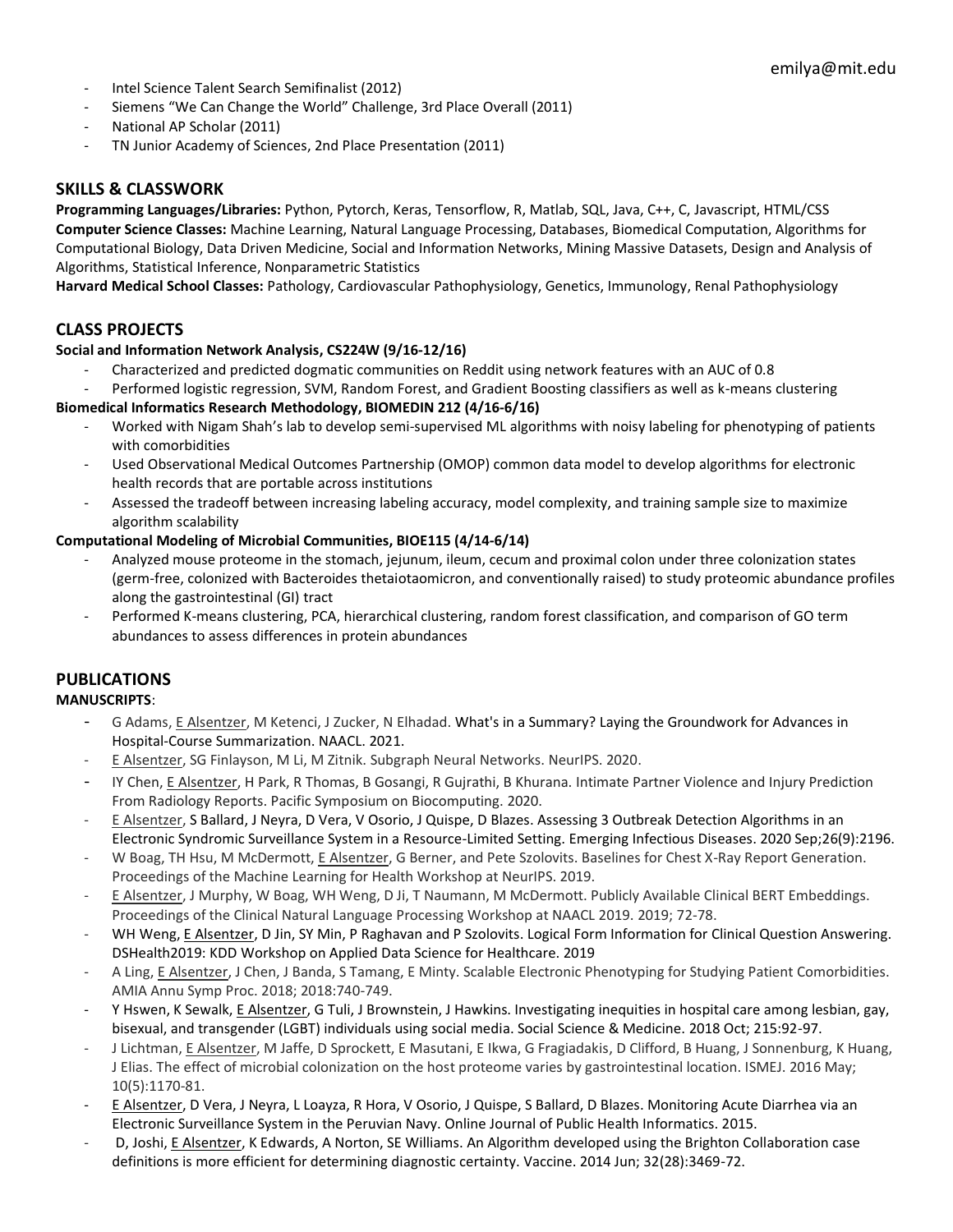- Intel Science Talent Search Semifinalist (2012)
- Siemens "We Can Change the World" Challenge, 3rd Place Overall (2011)
- National AP Scholar (2011)
- TN Junior Academy of Sciences, 2nd Place Presentation (2011)

## SKILLS & CLASSWORK

**Programming Languages/Libraries:** Python, Pytorch, Keras, Tensorflow, R, Matlab, SQL, Java, C++, C, Javascript, HTML/CSS
**Computer Science Classes:** Machine Learning, Natural Language Processing, Databases, Biomedical Computation, Algorithms for Computational Biology, Data Driven Medicine, Social and Information Networks, Mining Massive Datasets, Design and Analysis of Algorithms, Statistical Inference, Nonparametric Statistics
**Harvard Medical School Classes:** Pathology, Cardiovascular Pathophysiology, Genetics, Immunology, Renal Pathophysiology

## CLASS PROJECTS

**Social and Information Network Analysis, CS224W (9/16-12/16)**

- Characterized and predicted dogmatic communities on Reddit using network features with an AUC of 0.8
- Performed logistic regression, SVM, Random Forest, and Gradient Boosting classifiers as well as k-means clustering

**Biomedical Informatics Research Methodology, BIOMEDIN 212 (4/16-6/16)**

- Worked with Nigam Shah's lab to develop semi-supervised ML algorithms with noisy labeling for phenotyping of patients with comorbidities
- Used Observational Medical Outcomes Partnership (OMOP) common data model to develop algorithms for electronic health records that are portable across institutions
- Assessed the tradeoff between increasing labeling accuracy, model complexity, and training sample size to maximize algorithm scalability

**Computational Modeling of Microbial Communities, BIOE115 (4/14-6/14)**

- Analyzed mouse proteome in the stomach, jejunum, ileum, cecum and proximal colon under three colonization states (germ-free, colonized with Bacteroides thetaiotaomicron, and conventionally raised) to study proteomic abundance profiles along the gastrointestinal (GI) tract
- Performed K-means clustering, PCA, hierarchical clustering, random forest classification, and comparison of GO term abundances to assess differences in protein abundances

## PUBLICATIONS

**MANUSCRIPTS**:

- G Adams, E Alsentzer, M Ketenci, J Zucker, N Elhadad. What's in a Summary? Laying the Groundwork for Advances in Hospital-Course Summarization. NAACL. 2021.
- E Alsentzer, SG Finlayson, M Li, M Zitnik. Subgraph Neural Networks. NeurIPS. 2020.
- IY Chen, E Alsentzer, H Park, R Thomas, B Gosangi, R Gujrathi, B Khurana. Intimate Partner Violence and Injury Prediction From Radiology Reports. Pacific Symposium on Biocomputing. 2020.
- E Alsentzer, S Ballard, J Neyra, D Vera, V Osorio, J Quispe, D Blazes. Assessing 3 Outbreak Detection Algorithms in an Electronic Syndromic Surveillance System in a Resource-Limited Setting. Emerging Infectious Diseases. 2020 Sep;26(9):2196.
- W Boag, TH Hsu, M McDermott, E Alsentzer, G Berner, and Pete Szolovits. Baselines for Chest X-Ray Report Generation. Proceedings of the Machine Learning for Health Workshop at NeurIPS. 2019.
- E Alsentzer, J Murphy, W Boag, WH Weng, D Ji, T Naumann, M McDermott. Publicly Available Clinical BERT Embeddings. Proceedings of the Clinical Natural Language Processing Workshop at NAACL 2019. 2019; 72-78.
- WH Weng, E Alsentzer, D Jin, SY Min, P Raghavan and P Szolovits. Logical Form Information for Clinical Question Answering. DSHealth2019: KDD Workshop on Applied Data Science for Healthcare. 2019
- A Ling, E Alsentzer, J Chen, J Banda, S Tamang, E Minty. Scalable Electronic Phenotyping for Studying Patient Comorbidities. AMIA Annu Symp Proc. 2018; 2018:740-749.
- Y Hswen, K Sewalk, E Alsentzer, G Tuli, J Brownstein, J Hawkins. Investigating inequities in hospital care among lesbian, gay, bisexual, and transgender (LGBT) individuals using social media. Social Science & Medicine. 2018 Oct; 215:92-97.
- J Lichtman, E Alsentzer, M Jaffe, D Sprockett, E Masutani, E Ikwa, G Fragiadakis, D Clifford, B Huang, J Sonnenburg, K Huang, J Elias. The effect of microbial colonization on the host proteome varies by gastrointestinal location. ISMEJ. 2016 May; 10(5):1170-81.
- E Alsentzer, D Vera, J Neyra, L Loayza, R Hora, V Osorio, J Quispe, S Ballard, D Blazes. Monitoring Acute Diarrhea via an Electronic Surveillance System in the Peruvian Navy. Online Journal of Public Health Informatics. 2015.
- D, Joshi, E Alsentzer, K Edwards, A Norton, SE Williams. An Algorithm developed using the Brighton Collaboration case definitions is more efficient for determining diagnostic certainty. Vaccine. 2014 Jun; 32(28):3469-72.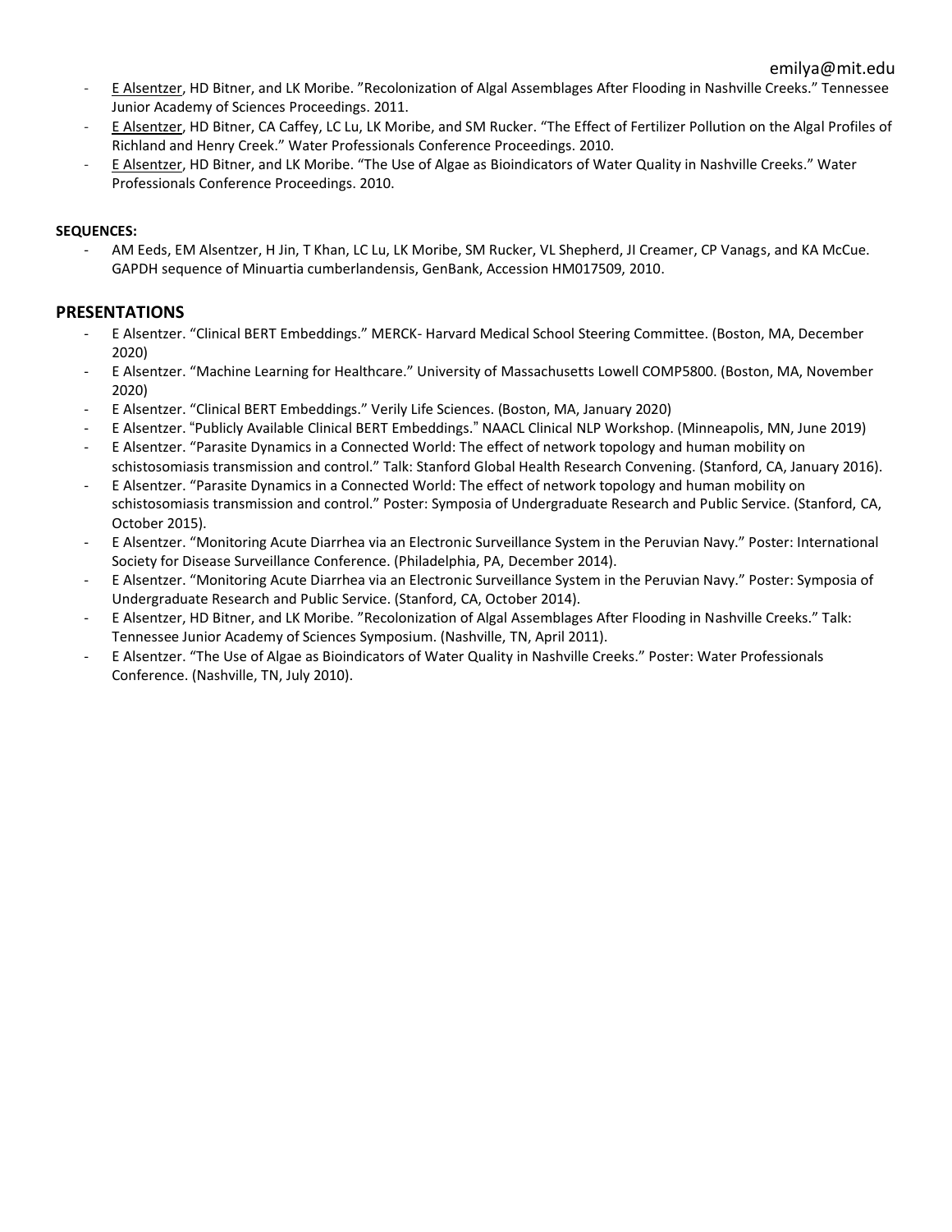- <u>E Alsentzer</u>, HD Bitner, and LK Moribe. "Recolonization of Algal Assemblages After Flooding in Nashville Creeks." Tennessee Junior Academy of Sciences Proceedings. 2011.
- <u>E Alsentzer</u>, HD Bitner, CA Caffey, LC Lu, LK Moribe, and SM Rucker. "The Effect of Fertilizer Pollution on the Algal Profiles of Richland and Henry Creek." Water Professionals Conference Proceedings. 2010.
- <u>E Alsentzer</u>, HD Bitner, and LK Moribe. "The Use of Algae as Bioindicators of Water Quality in Nashville Creeks." Water Professionals Conference Proceedings. 2010.

**SEQUENCES:**

- AM Eeds, EM Alsentzer, H Jin, T Khan, LC Lu, LK Moribe, SM Rucker, VL Shepherd, JI Creamer, CP Vanags, and KA McCue. GAPDH sequence of Minuartia cumberlandensis, GenBank, Accession HM017509, 2010.

## PRESENTATIONS

- E Alsentzer. "Clinical BERT Embeddings." MERCK- Harvard Medical School Steering Committee. (Boston, MA, December 2020)
- E Alsentzer. "Machine Learning for Healthcare." University of Massachusetts Lowell COMP5800. (Boston, MA, November 2020)
- E Alsentzer. "Clinical BERT Embeddings." Verily Life Sciences. (Boston, MA, January 2020)
- E Alsentzer. "Publicly Available Clinical BERT Embeddings." NAACL Clinical NLP Workshop. (Minneapolis, MN, June 2019)
- E Alsentzer. "Parasite Dynamics in a Connected World: The effect of network topology and human mobility on schistosomiasis transmission and control." Talk: Stanford Global Health Research Convening. (Stanford, CA, January 2016).
- E Alsentzer. "Parasite Dynamics in a Connected World: The effect of network topology and human mobility on schistosomiasis transmission and control." Poster: Symposia of Undergraduate Research and Public Service. (Stanford, CA, October 2015).
- E Alsentzer. "Monitoring Acute Diarrhea via an Electronic Surveillance System in the Peruvian Navy." Poster: International Society for Disease Surveillance Conference. (Philadelphia, PA, December 2014).
- E Alsentzer. "Monitoring Acute Diarrhea via an Electronic Surveillance System in the Peruvian Navy." Poster: Symposia of Undergraduate Research and Public Service. (Stanford, CA, October 2014).
- E Alsentzer, HD Bitner, and LK Moribe. "Recolonization of Algal Assemblages After Flooding in Nashville Creeks." Talk: Tennessee Junior Academy of Sciences Symposium. (Nashville, TN, April 2011).
- E Alsentzer. "The Use of Algae as Bioindicators of Water Quality in Nashville Creeks." Poster: Water Professionals Conference. (Nashville, TN, July 2010).